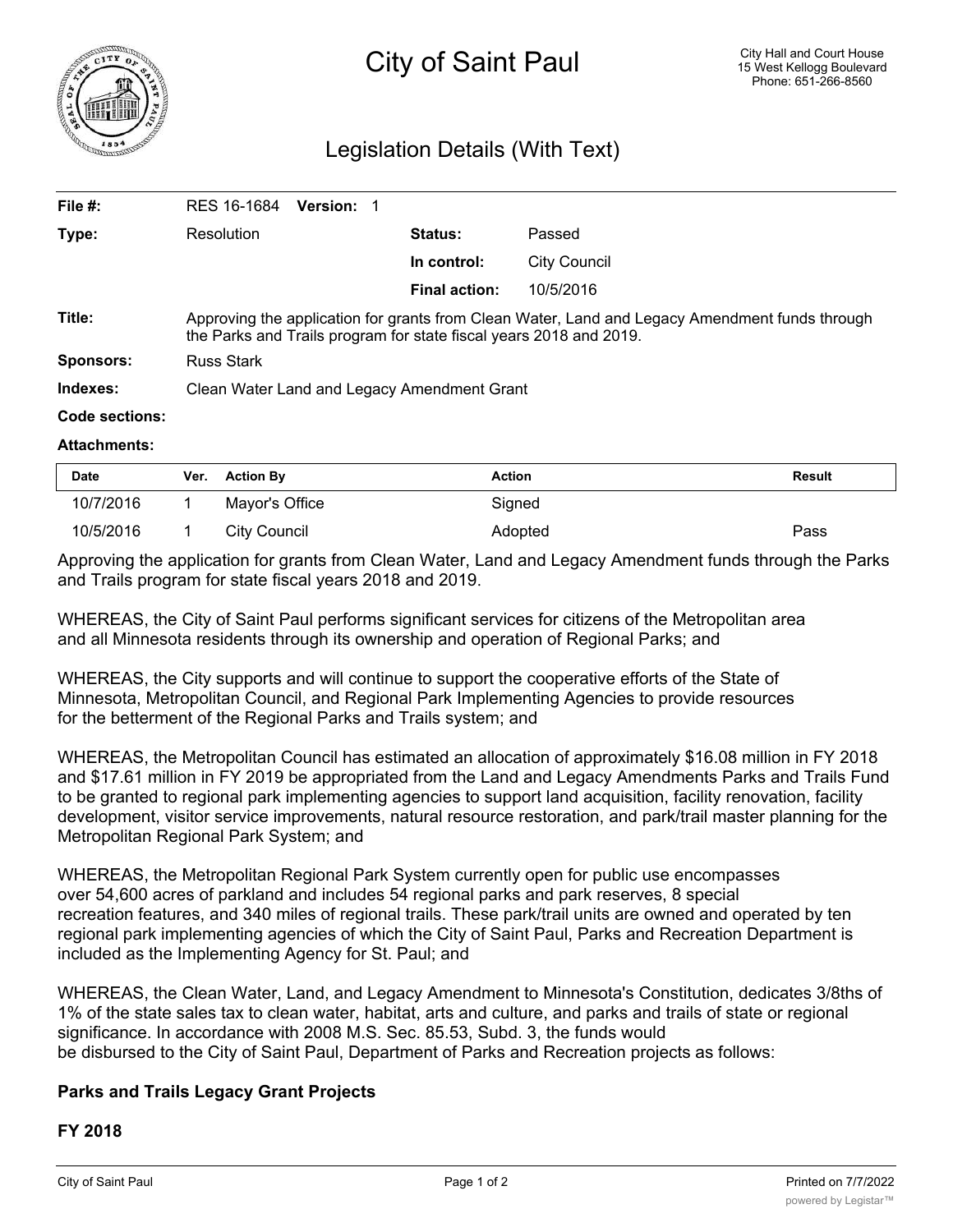# City of Saint Paul

City Hall and Court House
15 West Kellogg Boulevard
Phone: 651-266-8560

## Legislation Details (With Text)

| | | | |
|---|---|---|---|
| **File #:** | RES 16-1684 **Version:** 1 | | |
| **Type:** | Resolution | **Status:** | Passed |
| | | **In control:** | City Council |
| | | **Final action:** | 10/5/2016 |
| **Title:** | Approving the application for grants from Clean Water, Land and Legacy Amendment funds through the Parks and Trails program for state fiscal years 2018 and 2019. | | |
| **Sponsors:** | Russ Stark | | |
| **Indexes:** | Clean Water Land and Legacy Amendment Grant | | |
| **Code sections:** | | | |
| **Attachments:** | | | |

| Date | Ver. | Action By | Action | Result |
|---|---|---|---|---|
| 10/7/2016 | 1 | Mayor's Office | Signed | |
| 10/5/2016 | 1 | City Council | Adopted | Pass |

Approving the application for grants from Clean Water, Land and Legacy Amendment funds through the Parks and Trails program for state fiscal years 2018 and 2019.

WHEREAS, the City of Saint Paul performs significant services for citizens of the Metropolitan area and all Minnesota residents through its ownership and operation of Regional Parks; and

WHEREAS, the City supports and will continue to support the cooperative efforts of the State of Minnesota, Metropolitan Council, and Regional Park Implementing Agencies to provide resources for the betterment of the Regional Parks and Trails system; and

WHEREAS, the Metropolitan Council has estimated an allocation of approximately $16.08 million in FY 2018 and $17.61 million in FY 2019 be appropriated from the Land and Legacy Amendments Parks and Trails Fund to be granted to regional park implementing agencies to support land acquisition, facility renovation, facility development, visitor service improvements, natural resource restoration, and park/trail master planning for the Metropolitan Regional Park System; and

WHEREAS, the Metropolitan Regional Park System currently open for public use encompasses over 54,600 acres of parkland and includes 54 regional parks and park reserves, 8 special recreation features, and 340 miles of regional trails. These park/trail units are owned and operated by ten regional park implementing agencies of which the City of Saint Paul, Parks and Recreation Department is included as the Implementing Agency for St. Paul; and

WHEREAS, the Clean Water, Land, and Legacy Amendment to Minnesota's Constitution, dedicates 3/8ths of 1% of the state sales tax to clean water, habitat, arts and culture, and parks and trails of state or regional significance. In accordance with 2008 M.S. Sec. 85.53, Subd. 3, the funds would be disbursed to the City of Saint Paul, Department of Parks and Recreation projects as follows:

**Parks and Trails Legacy Grant Projects**

**FY 2018**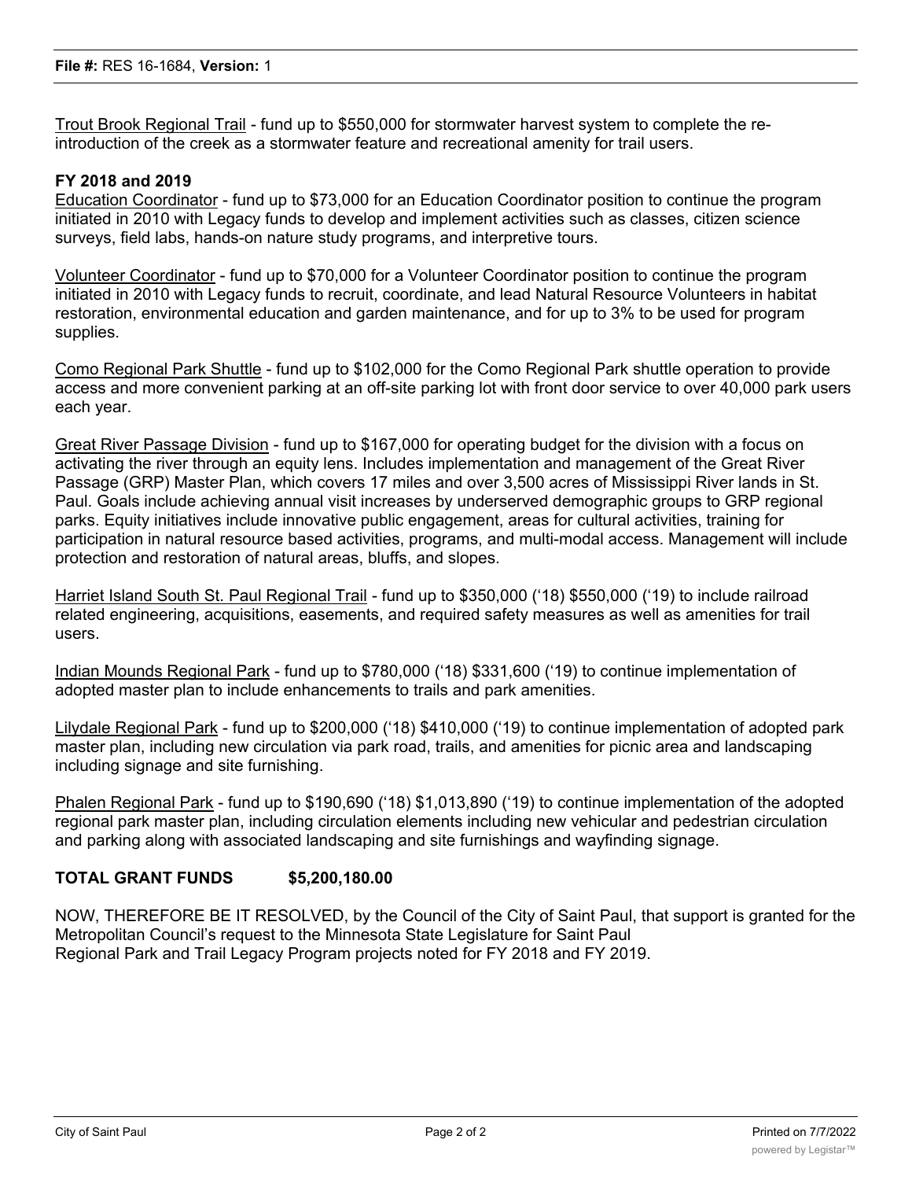Trout Brook Regional Trail - fund up to $550,000 for stormwater harvest system to complete the re-introduction of the creek as a stormwater feature and recreational amenity for trail users.

**FY 2018 and 2019**

Education Coordinator - fund up to $73,000 for an Education Coordinator position to continue the program initiated in 2010 with Legacy funds to develop and implement activities such as classes, citizen science surveys, field labs, hands-on nature study programs, and interpretive tours.

Volunteer Coordinator - fund up to $70,000 for a Volunteer Coordinator position to continue the program initiated in 2010 with Legacy funds to recruit, coordinate, and lead Natural Resource Volunteers in habitat restoration, environmental education and garden maintenance, and for up to 3% to be used for program supplies.

Como Regional Park Shuttle - fund up to $102,000 for the Como Regional Park shuttle operation to provide access and more convenient parking at an off-site parking lot with front door service to over 40,000 park users each year.

Great River Passage Division - fund up to $167,000 for operating budget for the division with a focus on activating the river through an equity lens. Includes implementation and management of the Great River Passage (GRP) Master Plan, which covers 17 miles and over 3,500 acres of Mississippi River lands in St. Paul. Goals include achieving annual visit increases by underserved demographic groups to GRP regional parks. Equity initiatives include innovative public engagement, areas for cultural activities, training for participation in natural resource based activities, programs, and multi-modal access. Management will include protection and restoration of natural areas, bluffs, and slopes.

Harriet Island South St. Paul Regional Trail - fund up to $350,000 ('18) $550,000 ('19) to include railroad related engineering, acquisitions, easements, and required safety measures as well as amenities for trail users.

Indian Mounds Regional Park - fund up to $780,000 ('18) $331,600 ('19) to continue implementation of adopted master plan to include enhancements to trails and park amenities.

Lilydale Regional Park - fund up to $200,000 ('18) $410,000 ('19) to continue implementation of adopted park master plan, including new circulation via park road, trails, and amenities for picnic area and landscaping including signage and site furnishing.

Phalen Regional Park - fund up to $190,690 ('18) $1,013,890 ('19) to continue implementation of the adopted regional park master plan, including circulation elements including new vehicular and pedestrian circulation and parking along with associated landscaping and site furnishings and wayfinding signage.

**TOTAL GRANT FUNDS $5,200,180.00**

NOW, THEREFORE BE IT RESOLVED, by the Council of the City of Saint Paul, that support is granted for the Metropolitan Council's request to the Minnesota State Legislature for Saint Paul Regional Park and Trail Legacy Program projects noted for FY 2018 and FY 2019.